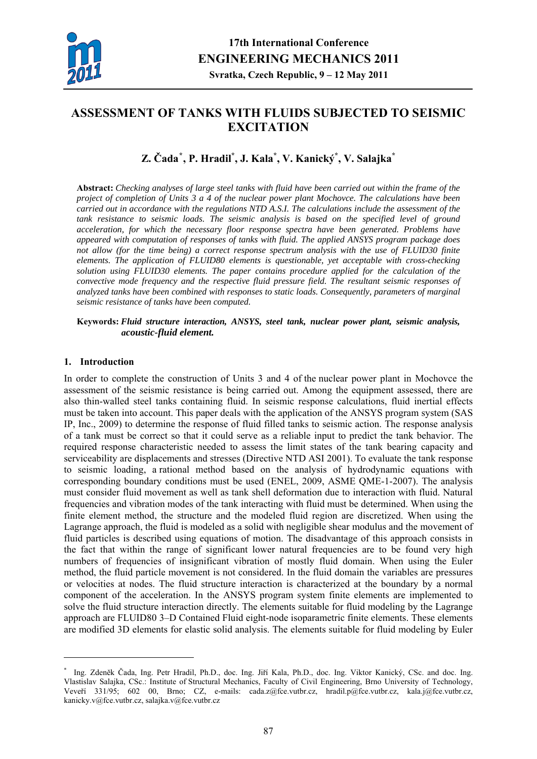# ASSESSMENT OF TANKS WITH FLUIDS SUBJECTED TO SEISMIC EXCITATION

## Z. Čada[*], P. Hradil[*], J. Kala[*], V. Kanický[*], V. Salajka[*]

**Abstract:** *Checking analyses of large steel tanks with fluid have been carried out within the frame of the project of completion of Units 3 a 4 of the nuclear power plant Mochovce. The calculations have been carried out in accordance with the regulations NTD A.S.I. The calculations include the assessment of the tank resistance to seismic loads. The seismic analysis is based on the specified level of ground acceleration, for which the necessary floor response spectra have been generated. Problems have appeared with computation of responses of tanks with fluid. The applied ANSYS program package does not allow (for the time being) a correct response spectrum analysis with the use of FLUID30 finite elements. The application of FLUID80 elements is questionable, yet acceptable with cross-checking solution using FLUID30 elements. The paper contains procedure applied for the calculation of the convective mode frequency and the respective fluid pressure field. The resultant seismic responses of analyzed tanks have been combined with responses to static loads. Consequently, parameters of marginal seismic resistance of tanks have been computed.*

**Keywords:** ***Fluid structure interaction, ANSYS, steel tank, nuclear power plant, seismic analysis, acoustic-fluid element.***

## 1. Introduction

In order to complete the construction of Units 3 and 4 of the nuclear power plant in Mochovce the assessment of the seismic resistance is being carried out. Among the equipment assessed, there are also thin-walled steel tanks containing fluid. In seismic response calculations, fluid inertial effects must be taken into account. This paper deals with the application of the ANSYS program system (SAS IP, Inc., 2009) to determine the response of fluid filled tanks to seismic action. The response analysis of a tank must be correct so that it could serve as a reliable input to predict the tank behavior. The required response characteristic needed to assess the limit states of the tank bearing capacity and serviceability are displacements and stresses (Directive NTD ASI 2001). To evaluate the tank response to seismic loading, a rational method based on the analysis of hydrodynamic equations with corresponding boundary conditions must be used (ENEL, 2009, ASME QME-1-2007). The analysis must consider fluid movement as well as tank shell deformation due to interaction with fluid. Natural frequencies and vibration modes of the tank interacting with fluid must be determined. When using the finite element method, the structure and the modeled fluid region are discretized. When using the Lagrange approach, the fluid is modeled as a solid with negligible shear modulus and the movement of fluid particles is described using equations of motion. The disadvantage of this approach consists in the fact that within the range of significant lower natural frequencies are to be found very high numbers of frequencies of insignificant vibration of mostly fluid domain. When using the Euler method, the fluid particle movement is not considered. In the fluid domain the variables are pressures or velocities at nodes. The fluid structure interaction is characterized at the boundary by a normal component of the acceleration. In the ANSYS program system finite elements are implemented to solve the fluid structure interaction directly. The elements suitable for fluid modeling by the Lagrange approach are FLUID80 3–D Contained Fluid eight-node isoparametric finite elements. These elements are modified 3D elements for elastic solid analysis. The elements suitable for fluid modeling by Euler

---

[*] Ing. Zdeněk Čada, Ing. Petr Hradil, Ph.D., doc. Ing. Jiří Kala, Ph.D., doc. Ing. Viktor Kanický, CSc. and doc. Ing. Vlastislav Salajka, CSc.: Institute of Structural Mechanics, Faculty of Civil Engineering, Brno University of Technology, Veveří 331/95; 602 00, Brno; CZ, e-mails: cada.z@fce.vutbr.cz, hradil.p@fce.vutbr.cz, kala.j@fce.vutbr.cz, kanicky.v@fce.vutbr.cz, salajka.v@fce.vutbr.cz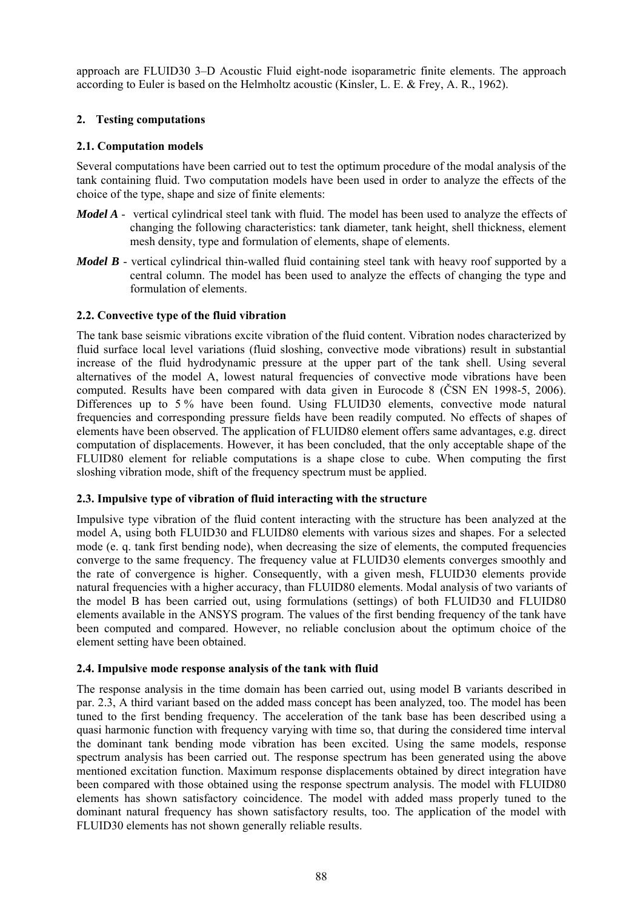approach are FLUID30 3–D Acoustic Fluid eight-node isoparametric finite elements. The approach according to Euler is based on the Helmholtz acoustic (Kinsler, L. E. & Frey, A. R., 1962).

## 2. Testing computations

### 2.1. Computation models

Several computations have been carried out to test the optimum procedure of the modal analysis of the tank containing fluid. Two computation models have been used in order to analyze the effects of the choice of the type, shape and size of finite elements:

- ***Model A*** - vertical cylindrical steel tank with fluid. The model has been used to analyze the effects of changing the following characteristics: tank diameter, tank height, shell thickness, element mesh density, type and formulation of elements, shape of elements.
- ***Model B*** - vertical cylindrical thin-walled fluid containing steel tank with heavy roof supported by a central column. The model has been used to analyze the effects of changing the type and formulation of elements.

### 2.2. Convective type of the fluid vibration

The tank base seismic vibrations excite vibration of the fluid content. Vibration nodes characterized by fluid surface local level variations (fluid sloshing, convective mode vibrations) result in substantial increase of the fluid hydrodynamic pressure at the upper part of the tank shell. Using several alternatives of the model A, lowest natural frequencies of convective mode vibrations have been computed. Results have been compared with data given in Eurocode 8 (ČSN EN 1998-5, 2006). Differences up to 5 % have been found. Using FLUID30 elements, convective mode natural frequencies and corresponding pressure fields have been readily computed. No effects of shapes of elements have been observed. The application of FLUID80 element offers same advantages, e.g. direct computation of displacements. However, it has been concluded, that the only acceptable shape of the FLUID80 element for reliable computations is a shape close to cube. When computing the first sloshing vibration mode, shift of the frequency spectrum must be applied.

### 2.3. Impulsive type of vibration of fluid interacting with the structure

Impulsive type vibration of the fluid content interacting with the structure has been analyzed at the model A, using both FLUID30 and FLUID80 elements with various sizes and shapes. For a selected mode (e. q. tank first bending node), when decreasing the size of elements, the computed frequencies converge to the same frequency. The frequency value at FLUID30 elements converges smoothly and the rate of convergence is higher. Consequently, with a given mesh, FLUID30 elements provide natural frequencies with a higher accuracy, than FLUID80 elements. Modal analysis of two variants of the model B has been carried out, using formulations (settings) of both FLUID30 and FLUID80 elements available in the ANSYS program. The values of the first bending frequency of the tank have been computed and compared. However, no reliable conclusion about the optimum choice of the element setting have been obtained.

### 2.4. Impulsive mode response analysis of the tank with fluid

The response analysis in the time domain has been carried out, using model B variants described in par. 2.3, A third variant based on the added mass concept has been analyzed, too. The model has been tuned to the first bending frequency. The acceleration of the tank base has been described using a quasi harmonic function with frequency varying with time so, that during the considered time interval the dominant tank bending mode vibration has been excited. Using the same models, response spectrum analysis has been carried out. The response spectrum has been generated using the above mentioned excitation function. Maximum response displacements obtained by direct integration have been compared with those obtained using the response spectrum analysis. The model with FLUID80 elements has shown satisfactory coincidence. The model with added mass properly tuned to the dominant natural frequency has shown satisfactory results, too. The application of the model with FLUID30 elements has not shown generally reliable results.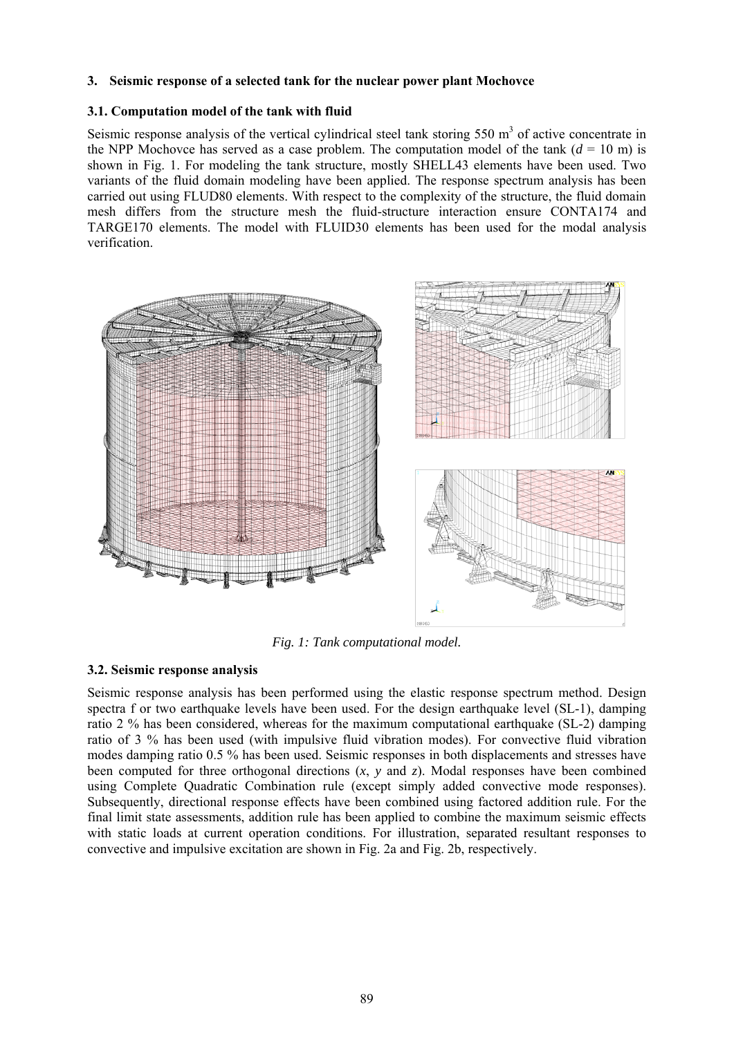## 3. Seismic response of a selected tank for the nuclear power plant Mochovce

### 3.1. Computation model of the tank with fluid

Seismic response analysis of the vertical cylindrical steel tank storing 550 m$^3$ of active concentrate in the NPP Mochovce has served as a case problem. The computation model of the tank ($d$ = 10 m) is shown in Fig. 1. For modeling the tank structure, mostly SHELL43 elements have been used. Two variants of the fluid domain modeling have been applied. The response spectrum analysis has been carried out using FLUD80 elements. With respect to the complexity of the structure, the fluid domain mesh differs from the structure mesh the fluid-structure interaction ensure CONTA174 and TARGE170 elements. The model with FLUID30 elements has been used for the modal analysis verification.

*Fig. 1: Tank computational model.*

### 3.2. Seismic response analysis

Seismic response analysis has been performed using the elastic response spectrum method. Design spectra f or two earthquake levels have been used. For the design earthquake level (SL-1), damping ratio 2 % has been considered, whereas for the maximum computational earthquake (SL-2) damping ratio of 3 % has been used (with impulsive fluid vibration modes). For convective fluid vibration modes damping ratio 0.5 % has been used. Seismic responses in both displacements and stresses have been computed for three orthogonal directions ($x$, $y$ and $z$). Modal responses have been combined using Complete Quadratic Combination rule (except simply added convective mode responses). Subsequently, directional response effects have been combined using factored addition rule. For the final limit state assessments, addition rule has been applied to combine the maximum seismic effects with static loads at current operation conditions. For illustration, separated resultant responses to convective and impulsive excitation are shown in Fig. 2a and Fig. 2b, respectively.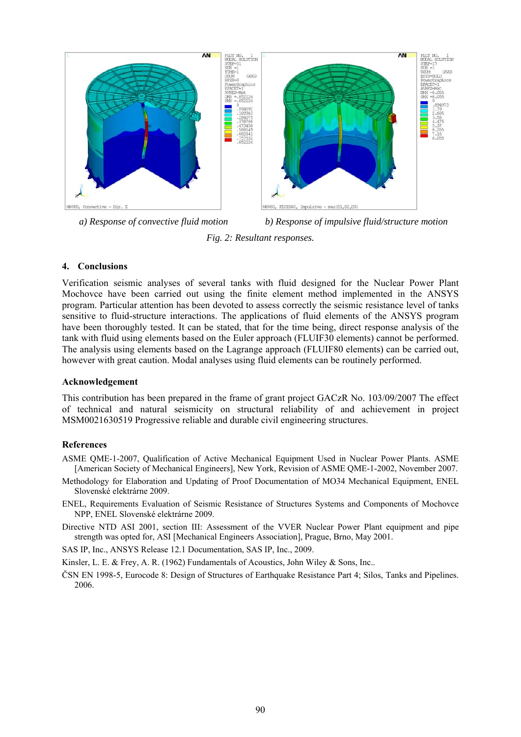a) Response of convective fluid motion

b) Response of impulsive fluid/structure motion

Fig. 2: Resultant responses.

## 4. Conclusions

Verification seismic analyses of several tanks with fluid designed for the Nuclear Power Plant Mochovce have been carried out using the finite element method implemented in the ANSYS program. Particular attention has been devoted to assess correctly the seismic resistance level of tanks sensitive to fluid-structure interactions. The applications of fluid elements of the ANSYS program have been thoroughly tested. It can be stated, that for the time being, direct response analysis of the tank with fluid using elements based on the Euler approach (FLUIF30 elements) cannot be performed. The analysis using elements based on the Lagrange approach (FLUIF80 elements) can be carried out, however with great caution. Modal analyses using fluid elements can be routinely performed.

### Acknowledgement

This contribution has been prepared in the frame of grant project GACzR No. 103/09/2007 The effect of technical and natural seismicity on structural reliability of and achievement in project MSM0021630519 Progressive reliable and durable civil engineering structures.

### References

ASME QME-1-2007, Qualification of Active Mechanical Equipment Used in Nuclear Power Plants. ASME [American Society of Mechanical Engineers], New York, Revision of ASME QME-1-2002, November 2007.

Methodology for Elaboration and Updating of Proof Documentation of MO34 Mechanical Equipment, ENEL Slovenské elektrárne 2009.

ENEL, Requirements Evaluation of Seismic Resistance of Structures Systems and Components of Mochovce NPP, ENEL Slovenské elektrárne 2009.

Directive NTD ASI 2001, section III: Assessment of the VVER Nuclear Power Plant equipment and pipe strength was opted for, ASI [Mechanical Engineers Association], Prague, Brno, May 2001.

SAS IP, Inc., ANSYS Release 12.1 Documentation, SAS IP, Inc., 2009.

Kinsler, L. E. & Frey, A. R. (1962) Fundamentals of Acoustics, John Wiley & Sons, Inc..

ČSN EN 1998-5, Eurocode 8: Design of Structures of Earthquake Resistance Part 4; Silos, Tanks and Pipelines. 2006.